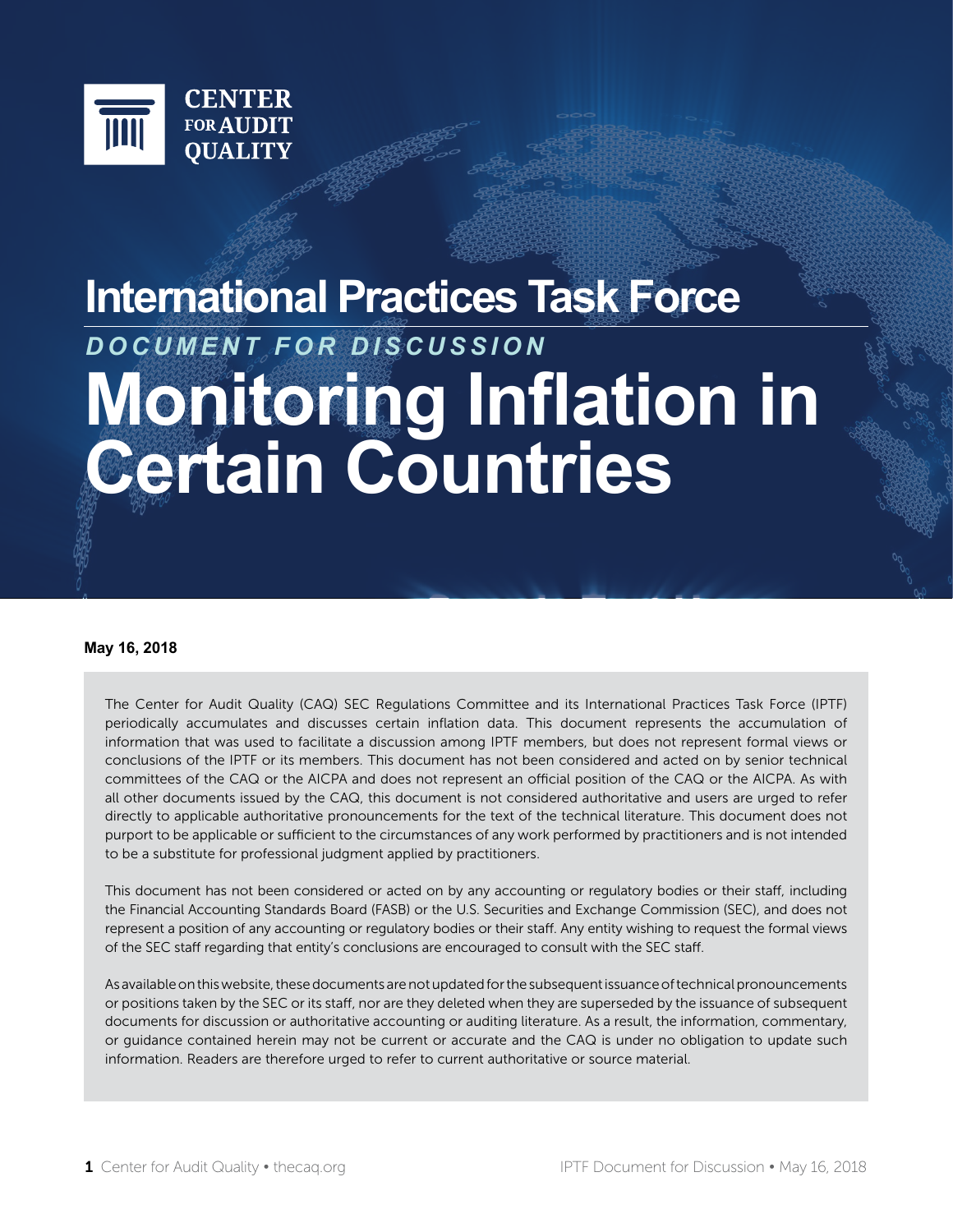CENTER FOR AUDIT QUALITY

# International Practices Task Force

*DOCUMENT FOR DISCUSSION*

# Monitoring Inflation in Certain Countries

**May 16, 2018**

The Center for Audit Quality (CAQ) SEC Regulations Committee and its International Practices Task Force (IPTF) periodically accumulates and discusses certain inflation data. This document represents the accumulation of information that was used to facilitate a discussion among IPTF members, but does not represent formal views or conclusions of the IPTF or its members. This document has not been considered and acted on by senior technical committees of the CAQ or the AICPA and does not represent an official position of the CAQ or the AICPA. As with all other documents issued by the CAQ, this document is not considered authoritative and users are urged to refer directly to applicable authoritative pronouncements for the text of the technical literature. This document does not purport to be applicable or sufficient to the circumstances of any work performed by practitioners and is not intended to be a substitute for professional judgment applied by practitioners.

This document has not been considered or acted on by any accounting or regulatory bodies or their staff, including the Financial Accounting Standards Board (FASB) or the U.S. Securities and Exchange Commission (SEC), and does not represent a position of any accounting or regulatory bodies or their staff. Any entity wishing to request the formal views of the SEC staff regarding that entity's conclusions are encouraged to consult with the SEC staff.

As available on this website, these documents are not updated for the subsequent issuance of technical pronouncements or positions taken by the SEC or its staff, nor are they deleted when they are superseded by the issuance of subsequent documents for discussion or authoritative accounting or auditing literature. As a result, the information, commentary, or guidance contained herein may not be current or accurate and the CAQ is under no obligation to update such information. Readers are therefore urged to refer to current authoritative or source material.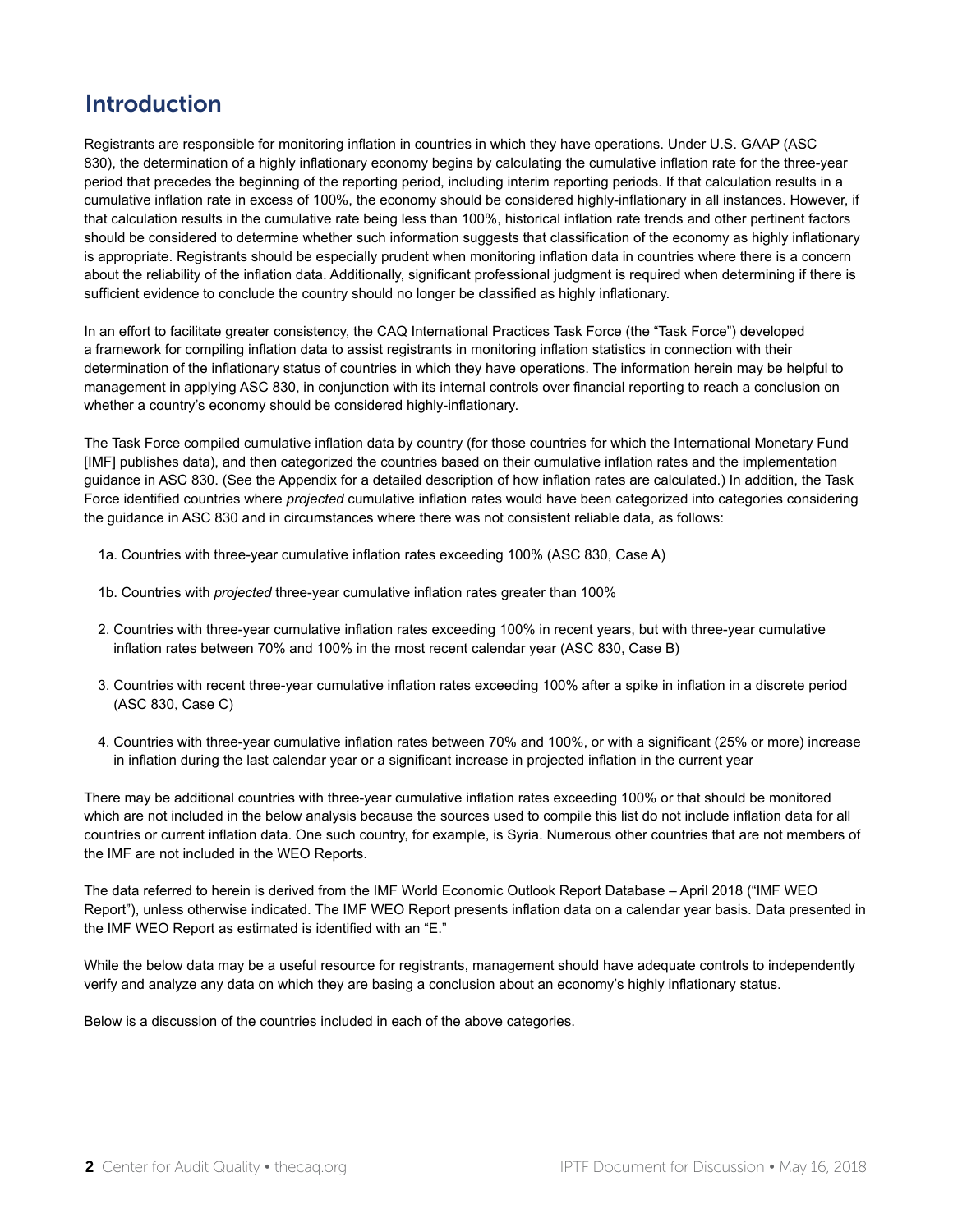## Introduction

Registrants are responsible for monitoring inflation in countries in which they have operations. Under U.S. GAAP (ASC 830), the determination of a highly inflationary economy begins by calculating the cumulative inflation rate for the three-year period that precedes the beginning of the reporting period, including interim reporting periods. If that calculation results in a cumulative inflation rate in excess of 100%, the economy should be considered highly-inflationary in all instances. However, if that calculation results in the cumulative rate being less than 100%, historical inflation rate trends and other pertinent factors should be considered to determine whether such information suggests that classification of the economy as highly inflationary is appropriate. Registrants should be especially prudent when monitoring inflation data in countries where there is a concern about the reliability of the inflation data. Additionally, significant professional judgment is required when determining if there is sufficient evidence to conclude the country should no longer be classified as highly inflationary.

In an effort to facilitate greater consistency, the CAQ International Practices Task Force (the "Task Force") developed a framework for compiling inflation data to assist registrants in monitoring inflation statistics in connection with their determination of the inflationary status of countries in which they have operations. The information herein may be helpful to management in applying ASC 830, in conjunction with its internal controls over financial reporting to reach a conclusion on whether a country's economy should be considered highly-inflationary.

The Task Force compiled cumulative inflation data by country (for those countries for which the International Monetary Fund [IMF] publishes data), and then categorized the countries based on their cumulative inflation rates and the implementation guidance in ASC 830. (See the Appendix for a detailed description of how inflation rates are calculated.) In addition, the Task Force identified countries where *projected* cumulative inflation rates would have been categorized into categories considering the guidance in ASC 830 and in circumstances where there was not consistent reliable data, as follows:

1a. Countries with three-year cumulative inflation rates exceeding 100% (ASC 830, Case A)

1b. Countries with *projected* three-year cumulative inflation rates greater than 100%

2. Countries with three-year cumulative inflation rates exceeding 100% in recent years, but with three-year cumulative inflation rates between 70% and 100% in the most recent calendar year (ASC 830, Case B)

3. Countries with recent three-year cumulative inflation rates exceeding 100% after a spike in inflation in a discrete period (ASC 830, Case C)

4. Countries with three-year cumulative inflation rates between 70% and 100%, or with a significant (25% or more) increase in inflation during the last calendar year or a significant increase in projected inflation in the current year

There may be additional countries with three-year cumulative inflation rates exceeding 100% or that should be monitored which are not included in the below analysis because the sources used to compile this list do not include inflation data for all countries or current inflation data. One such country, for example, is Syria. Numerous other countries that are not members of the IMF are not included in the WEO Reports.

The data referred to herein is derived from the IMF World Economic Outlook Report Database – April 2018 ("IMF WEO Report"), unless otherwise indicated. The IMF WEO Report presents inflation data on a calendar year basis. Data presented in the IMF WEO Report as estimated is identified with an "E."

While the below data may be a useful resource for registrants, management should have adequate controls to independently verify and analyze any data on which they are basing a conclusion about an economy's highly inflationary status.

Below is a discussion of the countries included in each of the above categories.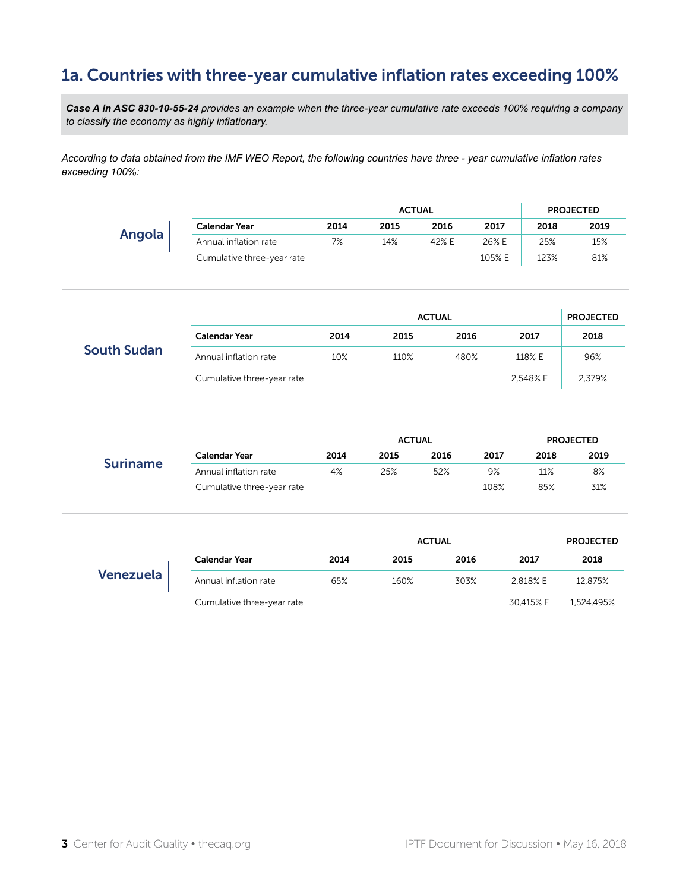## 1a. Countries with three-year cumulative inflation rates exceeding 100%

***Case A in ASC 830-10-55-24*** *provides an example when the three-year cumulative rate exceeds 100% requiring a company to classify the economy as highly inflationary.*

*According to data obtained from the IMF WEO Report, the following countries have three - year cumulative inflation rates exceeding 100%:*

**Angola**

| | ACTUAL | | | | PROJECTED | |
|---|---|---|---|---|---|---|
| **Calendar Year** | **2014** | **2015** | **2016** | **2017** | **2018** | **2019** |
| Annual inflation rate | 7% | 14% | 42% E | 26% E | 25% | 15% |
| Cumulative three-year rate | | | | 105% E | 123% | 81% |

**South Sudan**

| | ACTUAL | | | | PROJECTED |
|---|---|---|---|---|---|
| **Calendar Year** | **2014** | **2015** | **2016** | **2017** | **2018** |
| Annual inflation rate | 10% | 110% | 480% | 118% E | 96% |
| Cumulative three-year rate | | | | 2,548% E | 2,379% |

**Suriname**

| | ACTUAL | | | | PROJECTED | |
|---|---|---|---|---|---|---|
| **Calendar Year** | **2014** | **2015** | **2016** | **2017** | **2018** | **2019** |
| Annual inflation rate | 4% | 25% | 52% | 9% | 11% | 8% |
| Cumulative three-year rate | | | | 108% | 85% | 31% |

**Venezuela**

| | ACTUAL | | | | PROJECTED |
|---|---|---|---|---|---|
| **Calendar Year** | **2014** | **2015** | **2016** | **2017** | **2018** |
| Annual inflation rate | 65% | 160% | 303% | 2,818% E | 12,875% |
| Cumulative three-year rate | | | | 30,415% E | 1,524,495% |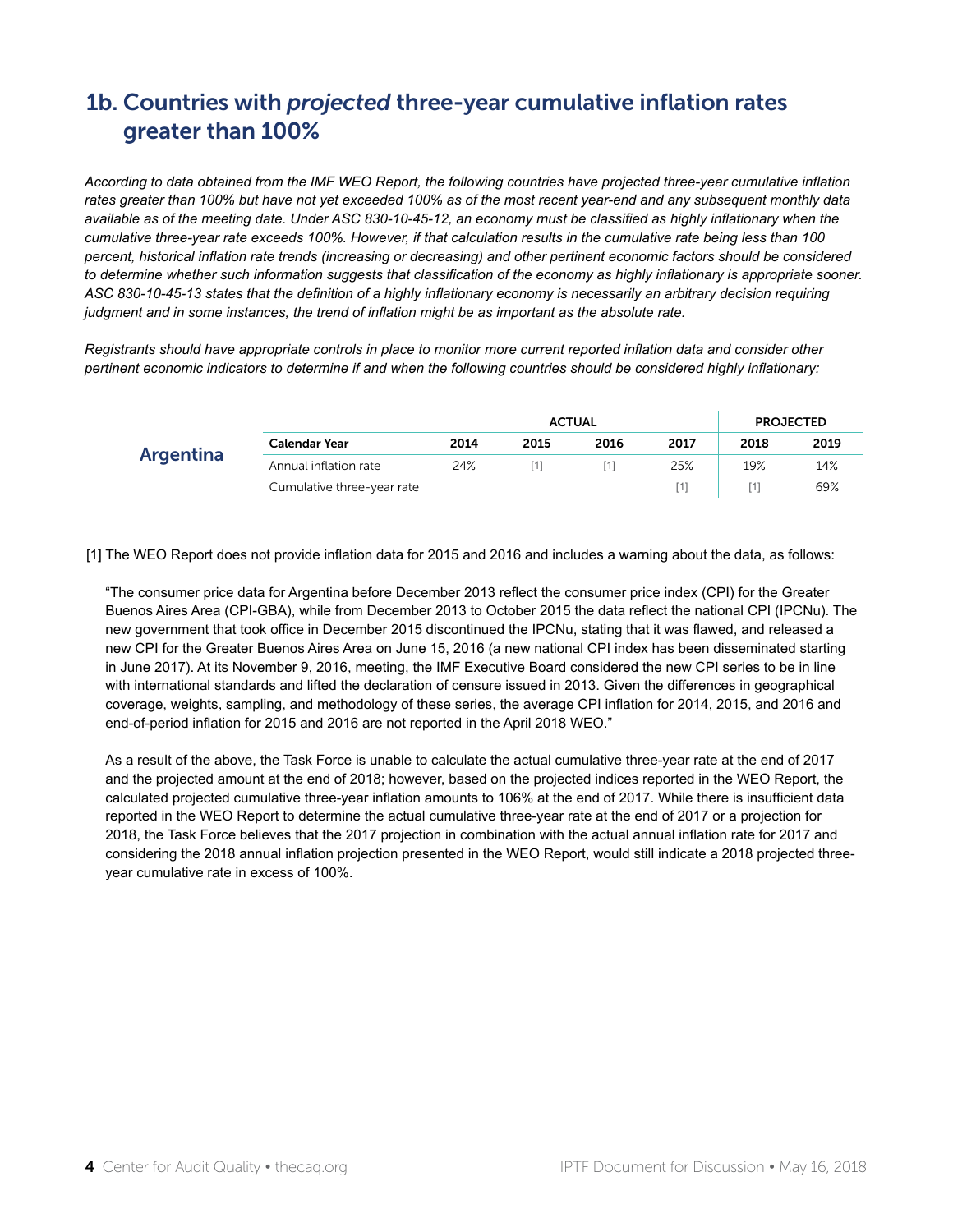## 1b. Countries with *projected* three-year cumulative inflation rates greater than 100%

*According to data obtained from the IMF WEO Report, the following countries have projected three-year cumulative inflation rates greater than 100% but have not yet exceeded 100% as of the most recent year-end and any subsequent monthly data available as of the meeting date. Under ASC 830-10-45-12, an economy must be classified as highly inflationary when the cumulative three-year rate exceeds 100%. However, if that calculation results in the cumulative rate being less than 100 percent, historical inflation rate trends (increasing or decreasing) and other pertinent economic factors should be considered to determine whether such information suggests that classification of the economy as highly inflationary is appropriate sooner. ASC 830-10-45-13 states that the definition of a highly inflationary economy is necessarily an arbitrary decision requiring judgment and in some instances, the trend of inflation might be as important as the absolute rate.*

*Registrants should have appropriate controls in place to monitor more current reported inflation data and consider other pertinent economic indicators to determine if and when the following countries should be considered highly inflationary:*

**Argentina**

| | ACTUAL | | | | PROJECTED | |
|---|---|---|---|---|---|---|
| **Calendar Year** | **2014** | **2015** | **2016** | **2017** | **2018** | **2019** |
| Annual inflation rate | 24% | [1] | [1] | 25% | 19% | 14% |
| Cumulative three-year rate | | | | [1] | [1] | 69% |

[1] The WEO Report does not provide inflation data for 2015 and 2016 and includes a warning about the data, as follows:

"The consumer price data for Argentina before December 2013 reflect the consumer price index (CPI) for the Greater Buenos Aires Area (CPI-GBA), while from December 2013 to October 2015 the data reflect the national CPI (IPCNu). The new government that took office in December 2015 discontinued the IPCNu, stating that it was flawed, and released a new CPI for the Greater Buenos Aires Area on June 15, 2016 (a new national CPI index has been disseminated starting in June 2017). At its November 9, 2016, meeting, the IMF Executive Board considered the new CPI series to be in line with international standards and lifted the declaration of censure issued in 2013. Given the differences in geographical coverage, weights, sampling, and methodology of these series, the average CPI inflation for 2014, 2015, and 2016 and end-of-period inflation for 2015 and 2016 are not reported in the April 2018 WEO."

As a result of the above, the Task Force is unable to calculate the actual cumulative three-year rate at the end of 2017 and the projected amount at the end of 2018; however, based on the projected indices reported in the WEO Report, the calculated projected cumulative three-year inflation amounts to 106% at the end of 2017. While there is insufficient data reported in the WEO Report to determine the actual cumulative three-year rate at the end of 2017 or a projection for 2018, the Task Force believes that the 2017 projection in combination with the actual annual inflation rate for 2017 and considering the 2018 annual inflation projection presented in the WEO Report, would still indicate a 2018 projected three-year cumulative rate in excess of 100%.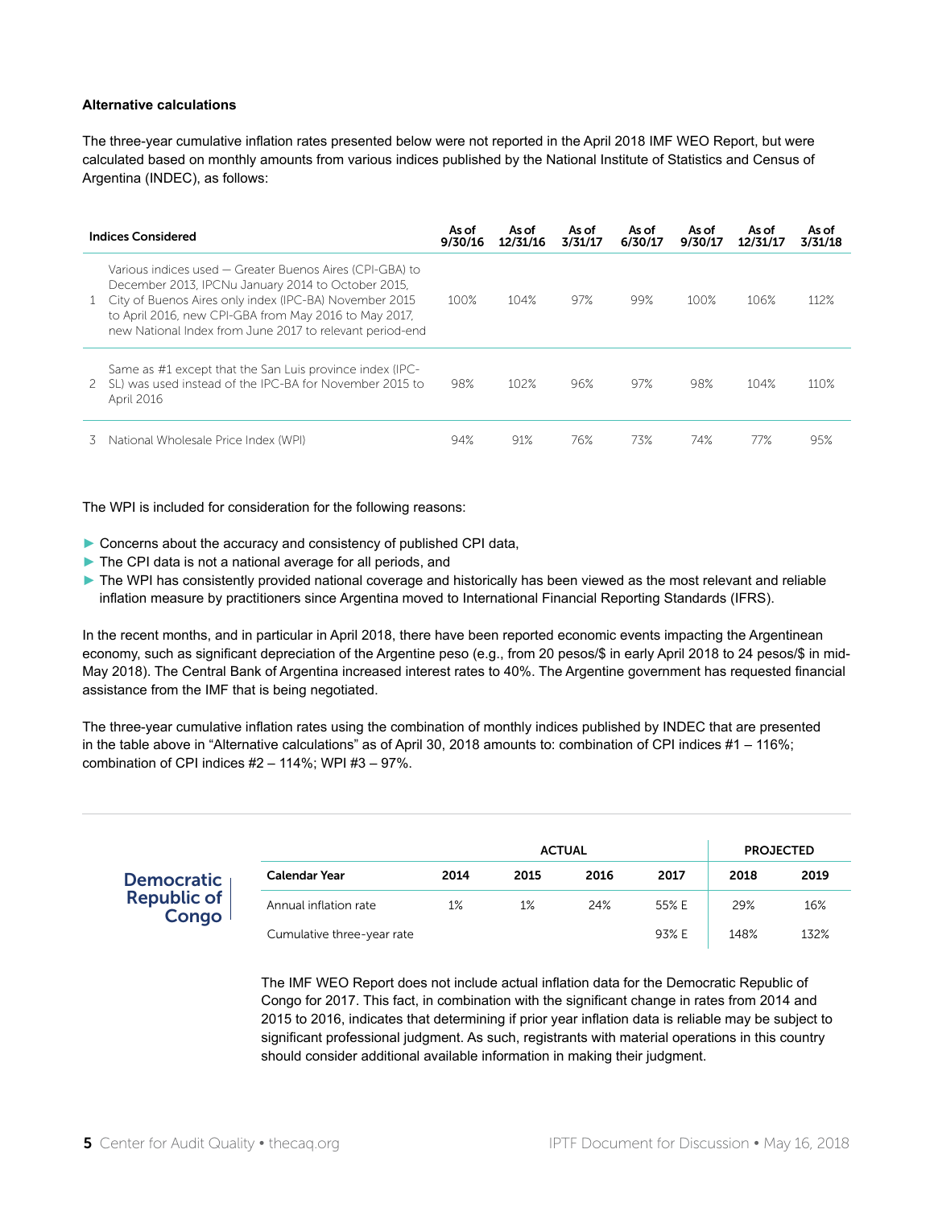**Alternative calculations**

The three-year cumulative inflation rates presented below were not reported in the April 2018 IMF WEO Report, but were calculated based on monthly amounts from various indices published by the National Institute of Statistics and Census of Argentina (INDEC), as follows:

| | Indices Considered | As of 9/30/16 | As of 12/31/16 | As of 3/31/17 | As of 6/30/17 | As of 9/30/17 | As of 12/31/17 | As of 3/31/18 |
|---|---|---|---|---|---|---|---|---|
| 1 | Various indices used — Greater Buenos Aires (CPI-GBA) to December 2013, IPCNu January 2014 to October 2015, City of Buenos Aires only index (IPC-BA) November 2015 to April 2016, new CPI-GBA from May 2016 to May 2017, new National Index from June 2017 to relevant period-end | 100% | 104% | 97% | 99% | 100% | 106% | 112% |
| 2 | Same as #1 except that the San Luis province index (IPC-SL) was used instead of the IPC-BA for November 2015 to April 2016 | 98% | 102% | 96% | 97% | 98% | 104% | 110% |
| 3 | National Wholesale Price Index (WPI) | 94% | 91% | 76% | 73% | 74% | 77% | 95% |

The WPI is included for consideration for the following reasons:

- Concerns about the accuracy and consistency of published CPI data,
- The CPI data is not a national average for all periods, and
- The WPI has consistently provided national coverage and historically has been viewed as the most relevant and reliable inflation measure by practitioners since Argentina moved to International Financial Reporting Standards (IFRS).

In the recent months, and in particular in April 2018, there have been reported economic events impacting the Argentinean economy, such as significant depreciation of the Argentine peso (e.g., from 20 pesos/$ in early April 2018 to 24 pesos/$ in mid-May 2018). The Central Bank of Argentina increased interest rates to 40%. The Argentine government has requested financial assistance from the IMF that is being negotiated.

The three-year cumulative inflation rates using the combination of monthly indices published by INDEC that are presented in the table above in "Alternative calculations" as of April 30, 2018 amounts to: combination of CPI indices #1 – 116%; combination of CPI indices #2 – 114%; WPI #3 – 97%.

## Democratic Republic of Congo

| | ACTUAL | | | | PROJECTED | |
|---|---|---|---|---|---|---|
| **Calendar Year** | **2014** | **2015** | **2016** | **2017** | **2018** | **2019** |
| Annual inflation rate | 1% | 1% | 24% | 55% E | 29% | 16% |
| Cumulative three-year rate | | | | 93% E | 148% | 132% |

The IMF WEO Report does not include actual inflation data for the Democratic Republic of Congo for 2017. This fact, in combination with the significant change in rates from 2014 and 2015 to 2016, indicates that determining if prior year inflation data is reliable may be subject to significant professional judgment. As such, registrants with material operations in this country should consider additional available information in making their judgment.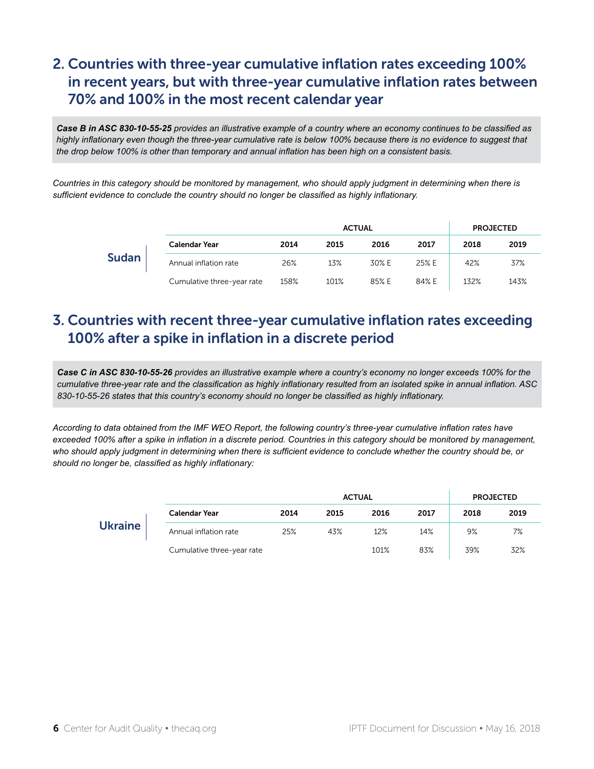## 2. Countries with three-year cumulative inflation rates exceeding 100% in recent years, but with three-year cumulative inflation rates between 70% and 100% in the most recent calendar year

***Case B in ASC 830-10-55-25*** *provides an illustrative example of a country where an economy continues to be classified as highly inflationary even though the three-year cumulative rate is below 100% because there is no evidence to suggest that the drop below 100% is other than temporary and annual inflation has been high on a consistent basis.*

*Countries in this category should be monitored by management, who should apply judgment in determining when there is sufficient evidence to conclude the country should no longer be classified as highly inflationary.*

**Sudan**

| | ACTUAL | | | | PROJECTED | |
|---|---|---|---|---|---|---|
| **Calendar Year** | **2014** | **2015** | **2016** | **2017** | **2018** | **2019** |
| Annual inflation rate | 26% | 13% | 30% E | 25% E | 42% | 37% |
| Cumulative three-year rate | 158% | 101% | 85% E | 84% E | 132% | 143% |

## 3. Countries with recent three-year cumulative inflation rates exceeding 100% after a spike in inflation in a discrete period

***Case C in ASC 830-10-55-26*** *provides an illustrative example where a country's economy no longer exceeds 100% for the cumulative three-year rate and the classification as highly inflationary resulted from an isolated spike in annual inflation. ASC 830-10-55-26 states that this country's economy should no longer be classified as highly inflationary.*

*According to data obtained from the IMF WEO Report, the following country's three-year cumulative inflation rates have exceeded 100% after a spike in inflation in a discrete period. Countries in this category should be monitored by management, who should apply judgment in determining when there is sufficient evidence to conclude whether the country should be, or should no longer be, classified as highly inflationary:*

**Ukraine**

| | ACTUAL | | | | PROJECTED | |
|---|---|---|---|---|---|---|
| **Calendar Year** | **2014** | **2015** | **2016** | **2017** | **2018** | **2019** |
| Annual inflation rate | 25% | 43% | 12% | 14% | 9% | 7% |
| Cumulative three-year rate | | | 101% | 83% | 39% | 32% |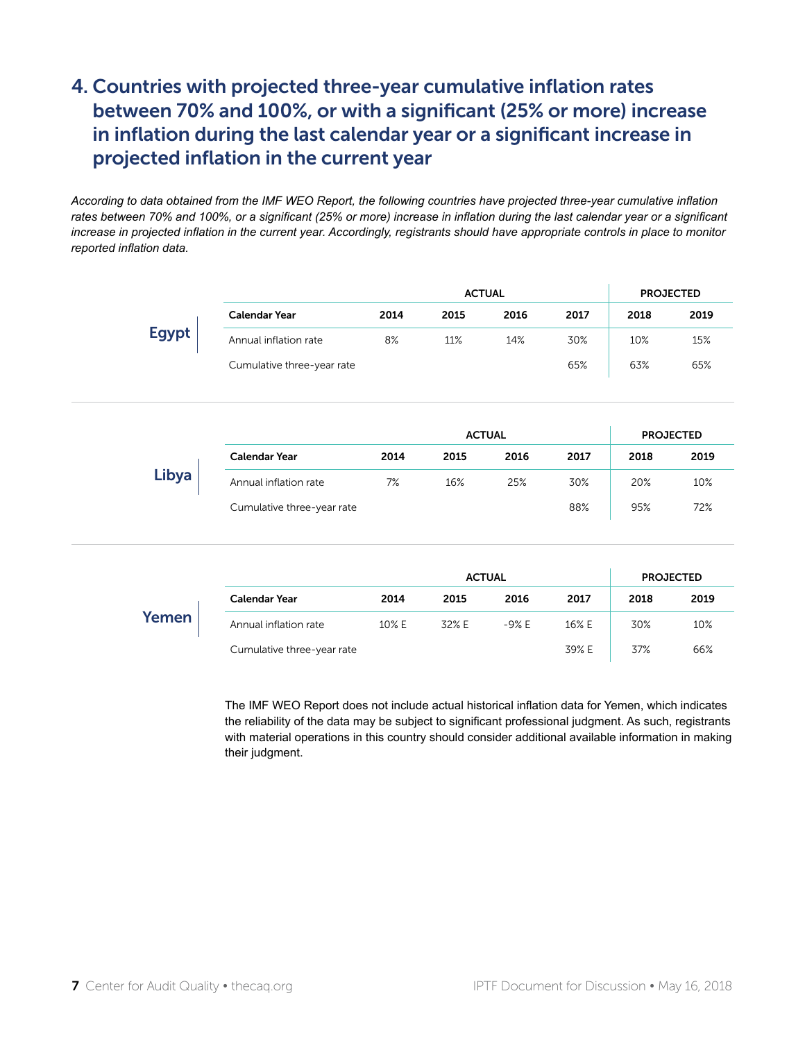## 4. Countries with projected three-year cumulative inflation rates between 70% and 100%, or with a significant (25% or more) increase in inflation during the last calendar year or a significant increase in projected inflation in the current year

*According to data obtained from the IMF WEO Report, the following countries have projected three-year cumulative inflation rates between 70% and 100%, or a significant (25% or more) increase in inflation during the last calendar year or a significant increase in projected inflation in the current year. Accordingly, registrants should have appropriate controls in place to monitor reported inflation data.*

### Egypt

| | ACTUAL | | | | PROJECTED | |
|---|---|---|---|---|---|---|
| **Calendar Year** | **2014** | **2015** | **2016** | **2017** | **2018** | **2019** |
| Annual inflation rate | 8% | 11% | 14% | 30% | 10% | 15% |
| Cumulative three-year rate | | | | 65% | 63% | 65% |

### Libya

| | ACTUAL | | | | PROJECTED | |
|---|---|---|---|---|---|---|
| **Calendar Year** | **2014** | **2015** | **2016** | **2017** | **2018** | **2019** |
| Annual inflation rate | 7% | 16% | 25% | 30% | 20% | 10% |
| Cumulative three-year rate | | | | 88% | 95% | 72% |

### Yemen

| | ACTUAL | | | | PROJECTED | |
|---|---|---|---|---|---|---|
| **Calendar Year** | **2014** | **2015** | **2016** | **2017** | **2018** | **2019** |
| Annual inflation rate | 10% E | 32% E | -9% E | 16% E | 30% | 10% |
| Cumulative three-year rate | | | | 39% E | 37% | 66% |

The IMF WEO Report does not include actual historical inflation data for Yemen, which indicates the reliability of the data may be subject to significant professional judgment. As such, registrants with material operations in this country should consider additional available information in making their judgment.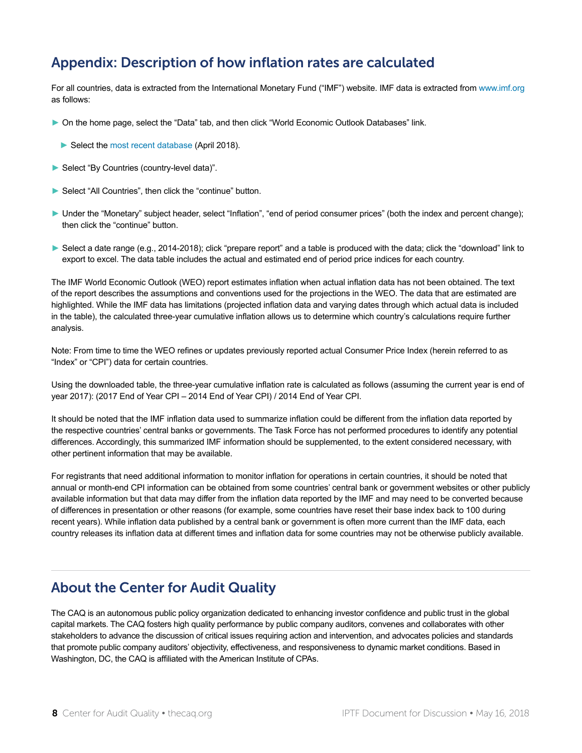## Appendix: Description of how inflation rates are calculated

For all countries, data is extracted from the International Monetary Fund ("IMF") website. IMF data is extracted from www.imf.org as follows:

- On the home page, select the "Data" tab, and then click "World Economic Outlook Databases" link.
  - Select the most recent database (April 2018).
- Select "By Countries (country-level data)".
- Select "All Countries", then click the "continue" button.
- Under the "Monetary" subject header, select "Inflation", "end of period consumer prices" (both the index and percent change); then click the "continue" button.
- Select a date range (e.g., 2014-2018); click "prepare report" and a table is produced with the data; click the "download" link to export to excel. The data table includes the actual and estimated end of period price indices for each country.

The IMF World Economic Outlook (WEO) report estimates inflation when actual inflation data has not been obtained. The text of the report describes the assumptions and conventions used for the projections in the WEO. The data that are estimated are highlighted. While the IMF data has limitations (projected inflation data and varying dates through which actual data is included in the table), the calculated three-year cumulative inflation allows us to determine which country's calculations require further analysis.

Note: From time to time the WEO refines or updates previously reported actual Consumer Price Index (herein referred to as "Index" or "CPI") data for certain countries.

Using the downloaded table, the three-year cumulative inflation rate is calculated as follows (assuming the current year is end of year 2017): (2017 End of Year CPI – 2014 End of Year CPI) / 2014 End of Year CPI.

It should be noted that the IMF inflation data used to summarize inflation could be different from the inflation data reported by the respective countries' central banks or governments. The Task Force has not performed procedures to identify any potential differences. Accordingly, this summarized IMF information should be supplemented, to the extent considered necessary, with other pertinent information that may be available.

For registrants that need additional information to monitor inflation for operations in certain countries, it should be noted that annual or month-end CPI information can be obtained from some countries' central bank or government websites or other publicly available information but that data may differ from the inflation data reported by the IMF and may need to be converted because of differences in presentation or other reasons (for example, some countries have reset their base index back to 100 during recent years). While inflation data published by a central bank or government is often more current than the IMF data, each country releases its inflation data at different times and inflation data for some countries may not be otherwise publicly available.

## About the Center for Audit Quality

The CAQ is an autonomous public policy organization dedicated to enhancing investor confidence and public trust in the global capital markets. The CAQ fosters high quality performance by public company auditors, convenes and collaborates with other stakeholders to advance the discussion of critical issues requiring action and intervention, and advocates policies and standards that promote public company auditors' objectivity, effectiveness, and responsiveness to dynamic market conditions. Based in Washington, DC, the CAQ is affiliated with the American Institute of CPAs.